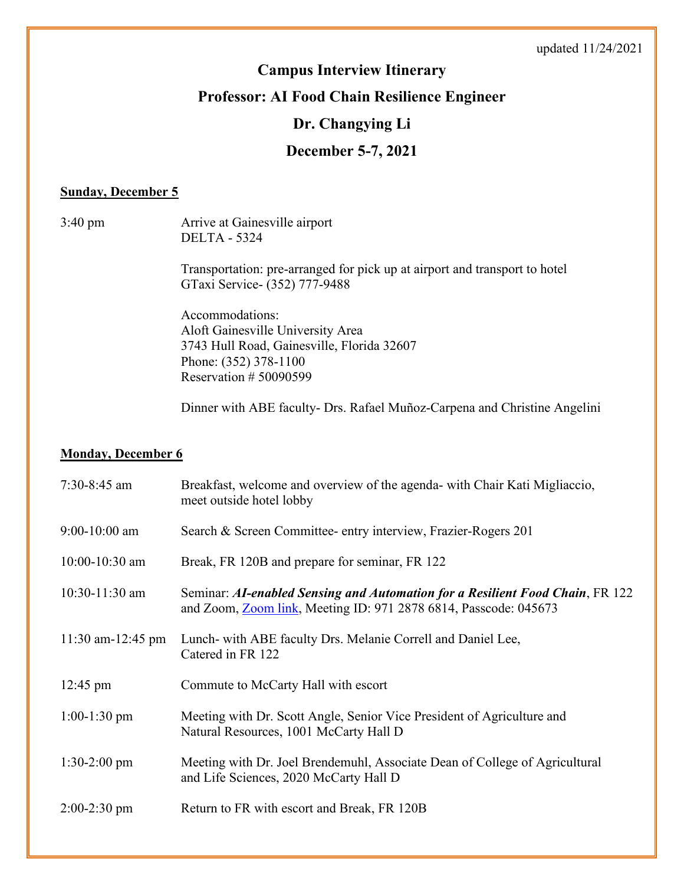updated 11/24/2021

# Campus Interview Itinerary

## Professor: AI Food Chain Resilience Engineer

## Dr. Changying Li

## December 5-7, 2021

**Sunday, December 5**

3:40 pm — Arrive at Gainesville airport
DELTA - 5324

Transportation: pre-arranged for pick up at airport and transport to hotel
GTaxi Service- (352) 777-9488

Accommodations:
Aloft Gainesville University Area
3743 Hull Road, Gainesville, Florida 32607
Phone: (352) 378-1100
Reservation # 50090599

Dinner with ABE faculty- Drs. Rafael Muñoz-Carpena and Christine Angelini

**Monday, December 6**

| | |
|---|---|
| 7:30-8:45 am | Breakfast, welcome and overview of the agenda- with Chair Kati Migliaccio, meet outside hotel lobby |
| 9:00-10:00 am | Search & Screen Committee- entry interview, Frazier-Rogers 201 |
| 10:00-10:30 am | Break, FR 120B and prepare for seminar, FR 122 |
| 10:30-11:30 am | Seminar: ***AI-enabled Sensing and Automation for a Resilient Food Chain***, FR 122 and Zoom, Zoom link, Meeting ID: 971 2878 6814, Passcode: 045673 |
| 11:30 am-12:45 pm | Lunch- with ABE faculty Drs. Melanie Correll and Daniel Lee, Catered in FR 122 |
| 12:45 pm | Commute to McCarty Hall with escort |
| 1:00-1:30 pm | Meeting with Dr. Scott Angle, Senior Vice President of Agriculture and Natural Resources, 1001 McCarty Hall D |
| 1:30-2:00 pm | Meeting with Dr. Joel Brendemuhl, Associate Dean of College of Agricultural and Life Sciences, 2020 McCarty Hall D |
| 2:00-2:30 pm | Return to FR with escort and Break, FR 120B |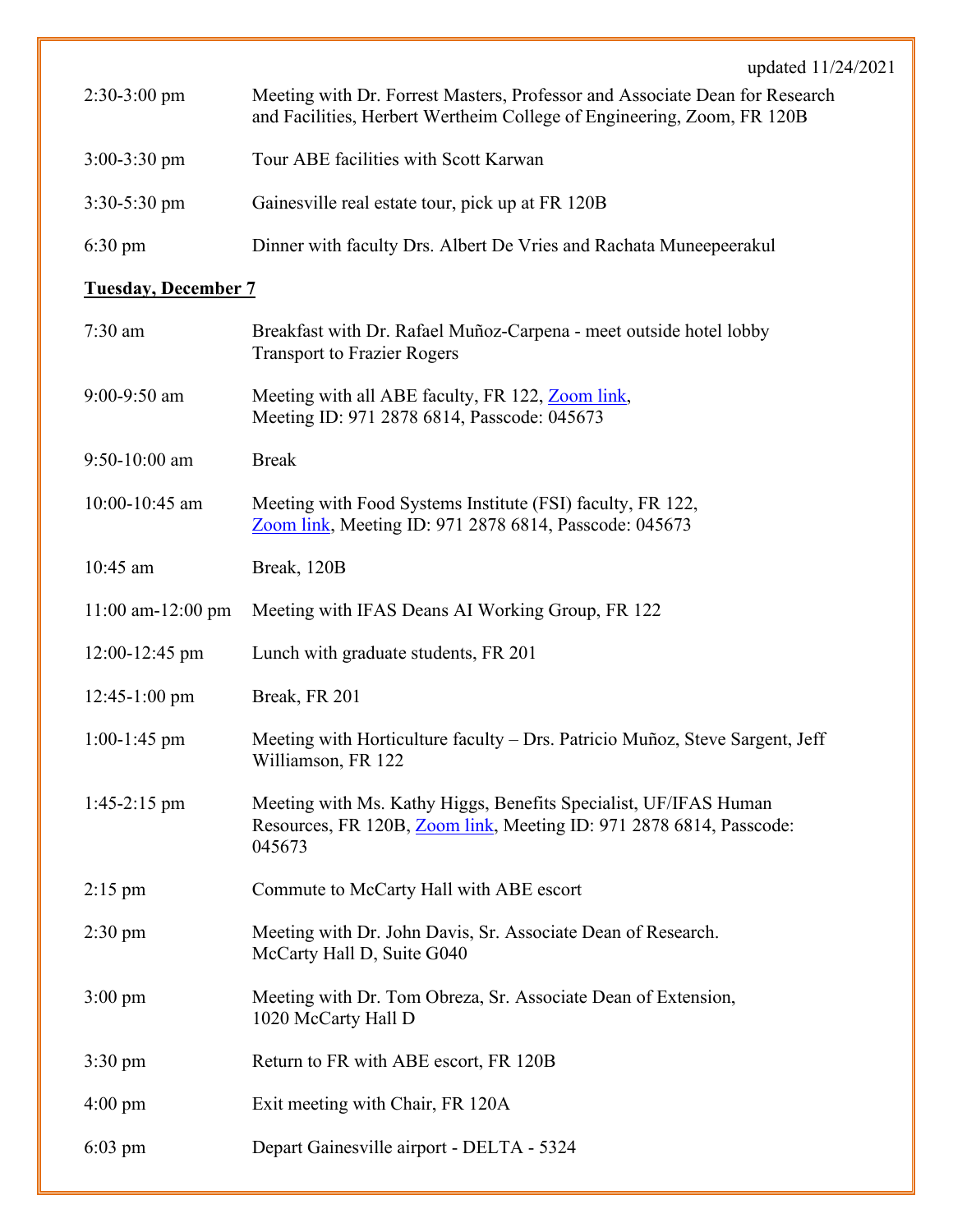updated 11/24/2021

| | |
|---|---|
| 2:30-3:00 pm | Meeting with Dr. Forrest Masters, Professor and Associate Dean for Research and Facilities, Herbert Wertheim College of Engineering, Zoom, FR 120B |
| 3:00-3:30 pm | Tour ABE facilities with Scott Karwan |
| 3:30-5:30 pm | Gainesville real estate tour, pick up at FR 120B |
| 6:30 pm | Dinner with faculty Drs. Albert De Vries and Rachata Muneepeerakul |

**Tuesday, December 7**

| | |
|---|---|
| 7:30 am | Breakfast with Dr. Rafael Muñoz-Carpena - meet outside hotel lobby<br>Transport to Frazier Rogers |
| 9:00-9:50 am | Meeting with all ABE faculty, FR 122, Zoom link,<br>Meeting ID: 971 2878 6814, Passcode: 045673 |
| 9:50-10:00 am | Break |
| 10:00-10:45 am | Meeting with Food Systems Institute (FSI) faculty, FR 122,<br>Zoom link, Meeting ID: 971 2878 6814, Passcode: 045673 |
| 10:45 am | Break, 120B |
| 11:00 am-12:00 pm | Meeting with IFAS Deans AI Working Group, FR 122 |
| 12:00-12:45 pm | Lunch with graduate students, FR 201 |
| 12:45-1:00 pm | Break, FR 201 |
| 1:00-1:45 pm | Meeting with Horticulture faculty – Drs. Patricio Muñoz, Steve Sargent, Jeff Williamson, FR 122 |
| 1:45-2:15 pm | Meeting with Ms. Kathy Higgs, Benefits Specialist, UF/IFAS Human Resources, FR 120B, Zoom link, Meeting ID: 971 2878 6814, Passcode: 045673 |
| 2:15 pm | Commute to McCarty Hall with ABE escort |
| 2:30 pm | Meeting with Dr. John Davis, Sr. Associate Dean of Research.<br>McCarty Hall D, Suite G040 |
| 3:00 pm | Meeting with Dr. Tom Obreza, Sr. Associate Dean of Extension,<br>1020 McCarty Hall D |
| 3:30 pm | Return to FR with ABE escort, FR 120B |
| 4:00 pm | Exit meeting with Chair, FR 120A |
| 6:03 pm | Depart Gainesville airport - DELTA - 5324 |